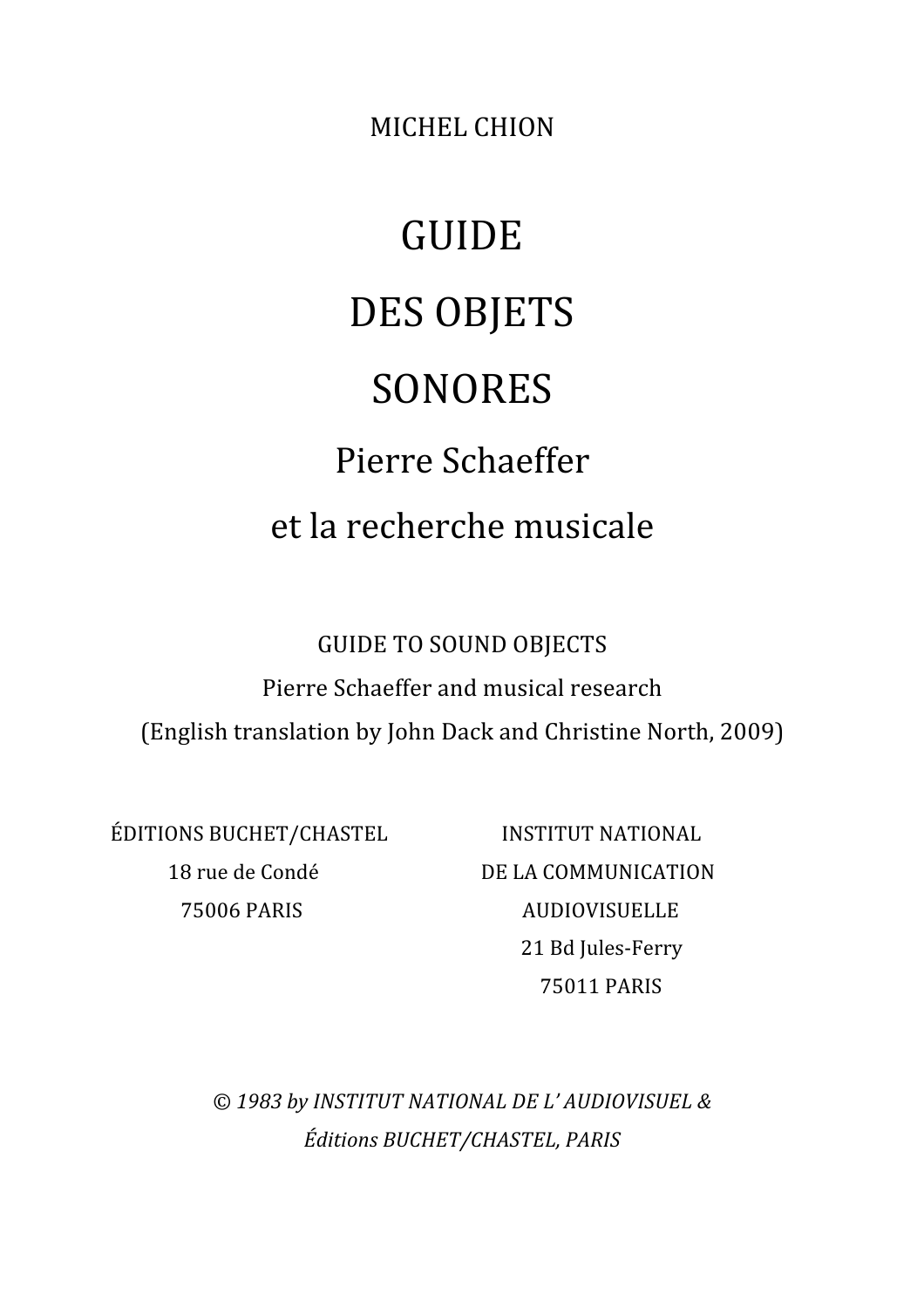MICHEL CHION

# GUIDE DES OBJETS SONORES

## Pierre Schaeffer et la recherche musicale

GUIDE TO SOUND OBJECTS

Pierre Schaeffer and musical research

(English translation by John Dack and Christine North, 2009)

ÉDITIONS BUCHET/CHASTEL
18 rue de Condé
75006 PARIS

INSTITUT NATIONAL
DE LA COMMUNICATION
AUDIOVISUELLE
21 Bd Jules-Ferry
75011 PARIS

*© 1983 by INSTITUT NATIONAL DE L' AUDIOVISUEL & Éditions BUCHET/CHASTEL, PARIS*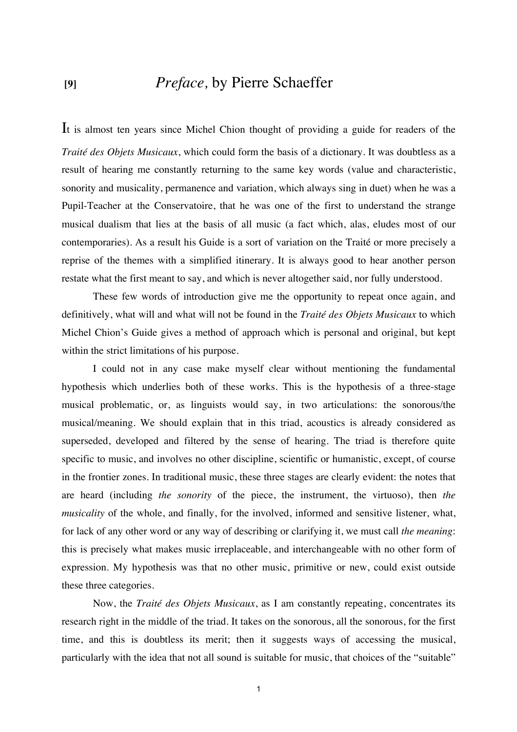# [9] *Preface,* by Pierre Schaeffer

It is almost ten years since Michel Chion thought of providing a guide for readers of the *Traité des Objets Musicaux*, which could form the basis of a dictionary. It was doubtless as a result of hearing me constantly returning to the same key words (value and characteristic, sonority and musicality, permanence and variation, which always sing in duet) when he was a Pupil-Teacher at the Conservatoire, that he was one of the first to understand the strange musical dualism that lies at the basis of all music (a fact which, alas, eludes most of our contemporaries). As a result his Guide is a sort of variation on the Traité or more precisely a reprise of the themes with a simplified itinerary. It is always good to hear another person restate what the first meant to say, and which is never altogether said, nor fully understood.

These few words of introduction give me the opportunity to repeat once again, and definitively, what will and what will not be found in the *Traité des Objets Musicaux* to which Michel Chion's Guide gives a method of approach which is personal and original, but kept within the strict limitations of his purpose.

I could not in any case make myself clear without mentioning the fundamental hypothesis which underlies both of these works. This is the hypothesis of a three-stage musical problematic, or, as linguists would say, in two articulations: the sonorous/the musical/meaning. We should explain that in this triad, acoustics is already considered as superseded, developed and filtered by the sense of hearing. The triad is therefore quite specific to music, and involves no other discipline, scientific or humanistic, except, of course in the frontier zones. In traditional music, these three stages are clearly evident: the notes that are heard (including *the sonority* of the piece, the instrument, the virtuoso), then *the musicality* of the whole, and finally, for the involved, informed and sensitive listener, what, for lack of any other word or any way of describing or clarifying it, we must call *the meaning*: this is precisely what makes music irreplaceable, and interchangeable with no other form of expression. My hypothesis was that no other music, primitive or new, could exist outside these three categories.

Now, the *Traité des Objets Musicaux*, as I am constantly repeating, concentrates its research right in the middle of the triad. It takes on the sonorous, all the sonorous, for the first time, and this is doubtless its merit; then it suggests ways of accessing the musical, particularly with the idea that not all sound is suitable for music, that choices of the "suitable"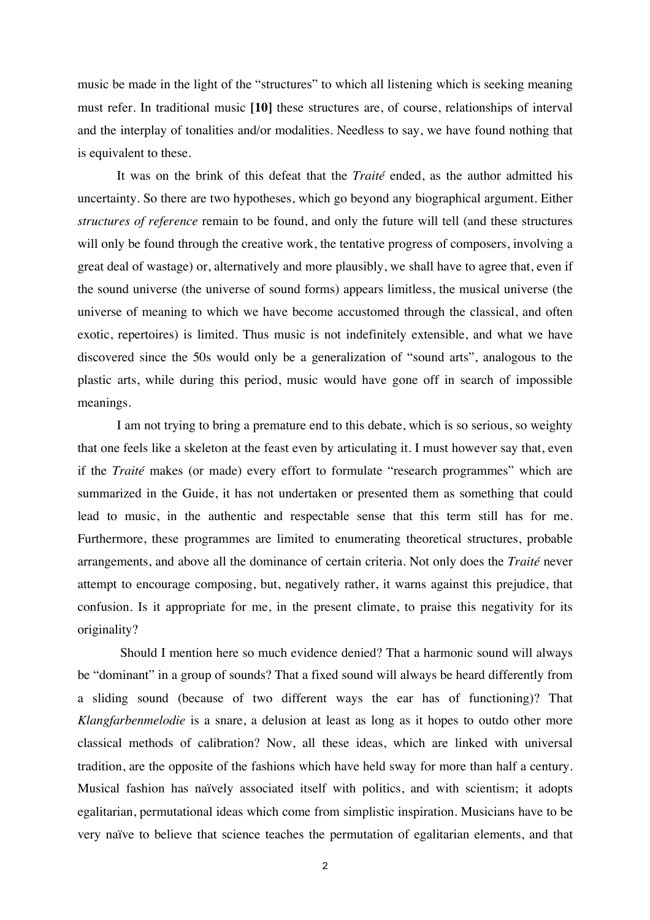music be made in the light of the "structures" to which all listening which is seeking meaning must refer. In traditional music **[10]** these structures are, of course, relationships of interval and the interplay of tonalities and/or modalities. Needless to say, we have found nothing that is equivalent to these.

It was on the brink of this defeat that the *Traité* ended, as the author admitted his uncertainty. So there are two hypotheses, which go beyond any biographical argument. Either *structures of reference* remain to be found, and only the future will tell (and these structures will only be found through the creative work, the tentative progress of composers, involving a great deal of wastage) or, alternatively and more plausibly, we shall have to agree that, even if the sound universe (the universe of sound forms) appears limitless, the musical universe (the universe of meaning to which we have become accustomed through the classical, and often exotic, repertoires) is limited. Thus music is not indefinitely extensible, and what we have discovered since the 50s would only be a generalization of "sound arts", analogous to the plastic arts, while during this period, music would have gone off in search of impossible meanings.

I am not trying to bring a premature end to this debate, which is so serious, so weighty that one feels like a skeleton at the feast even by articulating it. I must however say that, even if the *Traité* makes (or made) every effort to formulate "research programmes" which are summarized in the Guide, it has not undertaken or presented them as something that could lead to music, in the authentic and respectable sense that this term still has for me. Furthermore, these programmes are limited to enumerating theoretical structures, probable arrangements, and above all the dominance of certain criteria. Not only does the *Traité* never attempt to encourage composing, but, negatively rather, it warns against this prejudice, that confusion. Is it appropriate for me, in the present climate, to praise this negativity for its originality?

Should I mention here so much evidence denied? That a harmonic sound will always be "dominant" in a group of sounds? That a fixed sound will always be heard differently from a sliding sound (because of two different ways the ear has of functioning)? That *Klangfarbenmelodie* is a snare, a delusion at least as long as it hopes to outdo other more classical methods of calibration? Now, all these ideas, which are linked with universal tradition, are the opposite of the fashions which have held sway for more than half a century. Musical fashion has naïvely associated itself with politics, and with scientism; it adopts egalitarian, permutational ideas which come from simplistic inspiration. Musicians have to be very naïve to believe that science teaches the permutation of egalitarian elements, and that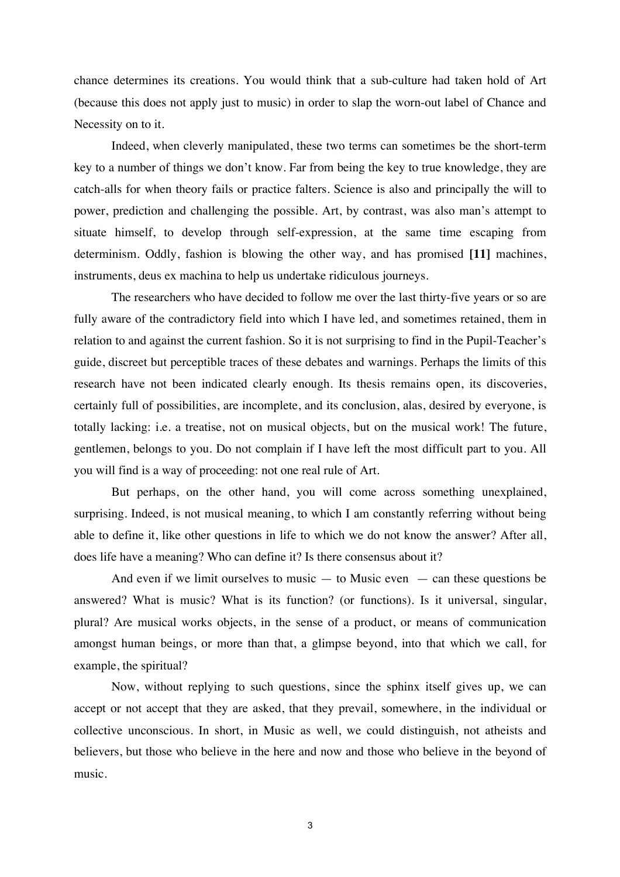chance determines its creations. You would think that a sub-culture had taken hold of Art (because this does not apply just to music) in order to slap the worn-out label of Chance and Necessity on to it.

Indeed, when cleverly manipulated, these two terms can sometimes be the short-term key to a number of things we don't know. Far from being the key to true knowledge, they are catch-alls for when theory fails or practice falters. Science is also and principally the will to power, prediction and challenging the possible. Art, by contrast, was also man's attempt to situate himself, to develop through self-expression, at the same time escaping from determinism. Oddly, fashion is blowing the other way, and has promised **[11]** machines, instruments, deus ex machina to help us undertake ridiculous journeys.

The researchers who have decided to follow me over the last thirty-five years or so are fully aware of the contradictory field into which I have led, and sometimes retained, them in relation to and against the current fashion. So it is not surprising to find in the Pupil-Teacher's guide, discreet but perceptible traces of these debates and warnings. Perhaps the limits of this research have not been indicated clearly enough. Its thesis remains open, its discoveries, certainly full of possibilities, are incomplete, and its conclusion, alas, desired by everyone, is totally lacking: i.e. a treatise, not on musical objects, but on the musical work! The future, gentlemen, belongs to you. Do not complain if I have left the most difficult part to you. All you will find is a way of proceeding: not one real rule of Art.

But perhaps, on the other hand, you will come across something unexplained, surprising. Indeed, is not musical meaning, to which I am constantly referring without being able to define it, like other questions in life to which we do not know the answer? After all, does life have a meaning? Who can define it? Is there consensus about it?

And even if we limit ourselves to music — to Music even — can these questions be answered? What is music? What is its function? (or functions). Is it universal, singular, plural? Are musical works objects, in the sense of a product, or means of communication amongst human beings, or more than that, a glimpse beyond, into that which we call, for example, the spiritual?

Now, without replying to such questions, since the sphinx itself gives up, we can accept or not accept that they are asked, that they prevail, somewhere, in the individual or collective unconscious. In short, in Music as well, we could distinguish, not atheists and believers, but those who believe in the here and now and those who believe in the beyond of music.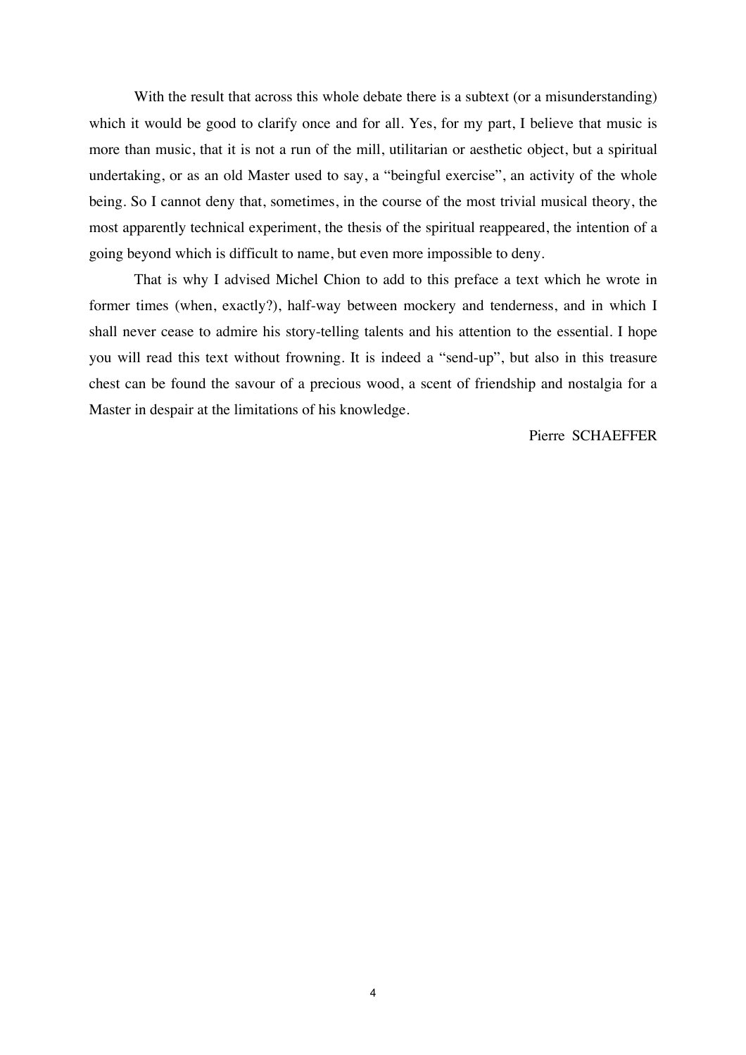With the result that across this whole debate there is a subtext (or a misunderstanding) which it would be good to clarify once and for all. Yes, for my part, I believe that music is more than music, that it is not a run of the mill, utilitarian or aesthetic object, but a spiritual undertaking, or as an old Master used to say, a "beingful exercise", an activity of the whole being. So I cannot deny that, sometimes, in the course of the most trivial musical theory, the most apparently technical experiment, the thesis of the spiritual reappeared, the intention of a going beyond which is difficult to name, but even more impossible to deny.

That is why I advised Michel Chion to add to this preface a text which he wrote in former times (when, exactly?), half-way between mockery and tenderness, and in which I shall never cease to admire his story-telling talents and his attention to the essential. I hope you will read this text without frowning. It is indeed a "send-up", but also in this treasure chest can be found the savour of a precious wood, a scent of friendship and nostalgia for a Master in despair at the limitations of his knowledge.

Pierre SCHAEFFER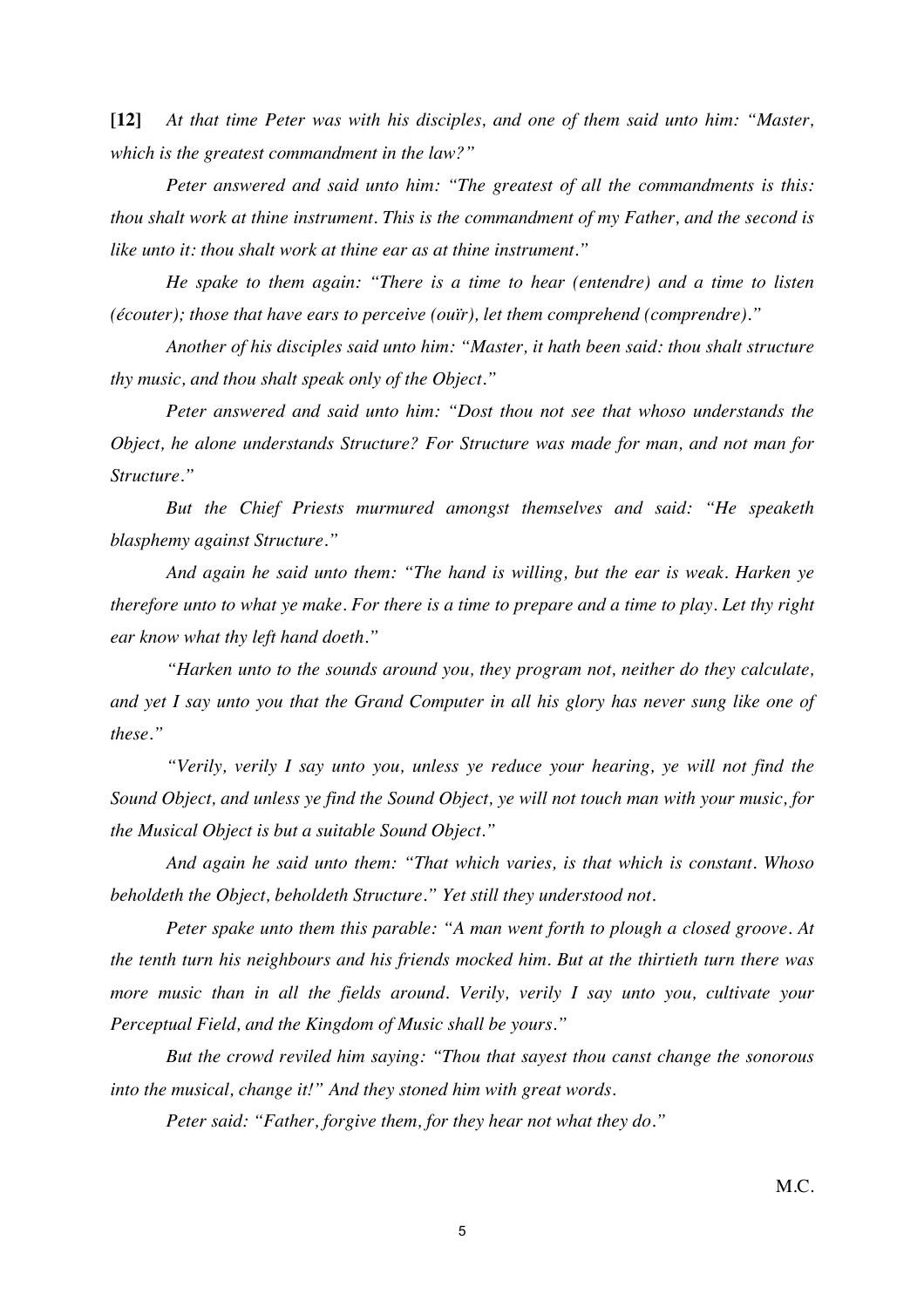**[12]** *At that time Peter was with his disciples, and one of them said unto him: "Master, which is the greatest commandment in the law?"*

*Peter answered and said unto him: "The greatest of all the commandments is this: thou shalt work at thine instrument. This is the commandment of my Father, and the second is like unto it: thou shalt work at thine ear as at thine instrument."*

*He spake to them again: "There is a time to hear (entendre) and a time to listen (écouter); those that have ears to perceive (ouïr), let them comprehend (comprendre)."*

*Another of his disciples said unto him: "Master, it hath been said: thou shalt structure thy music, and thou shalt speak only of the Object."*

*Peter answered and said unto him: "Dost thou not see that whoso understands the Object, he alone understands Structure? For Structure was made for man, and not man for Structure."*

*But the Chief Priests murmured amongst themselves and said: "He speaketh blasphemy against Structure."*

*And again he said unto them: "The hand is willing, but the ear is weak. Harken ye therefore unto to what ye make. For there is a time to prepare and a time to play. Let thy right ear know what thy left hand doeth."*

*"Harken unto to the sounds around you, they program not, neither do they calculate, and yet I say unto you that the Grand Computer in all his glory has never sung like one of these."*

*"Verily, verily I say unto you, unless ye reduce your hearing, ye will not find the Sound Object, and unless ye find the Sound Object, ye will not touch man with your music, for the Musical Object is but a suitable Sound Object."*

*And again he said unto them: "That which varies, is that which is constant. Whoso beholdeth the Object, beholdeth Structure." Yet still they understood not.*

*Peter spake unto them this parable: "A man went forth to plough a closed groove. At the tenth turn his neighbours and his friends mocked him. But at the thirtieth turn there was more music than in all the fields around. Verily, verily I say unto you, cultivate your Perceptual Field, and the Kingdom of Music shall be yours."*

*But the crowd reviled him saying: "Thou that sayest thou canst change the sonorous into the musical, change it!" And they stoned him with great words.*

*Peter said: "Father, forgive them, for they hear not what they do."*

M.C.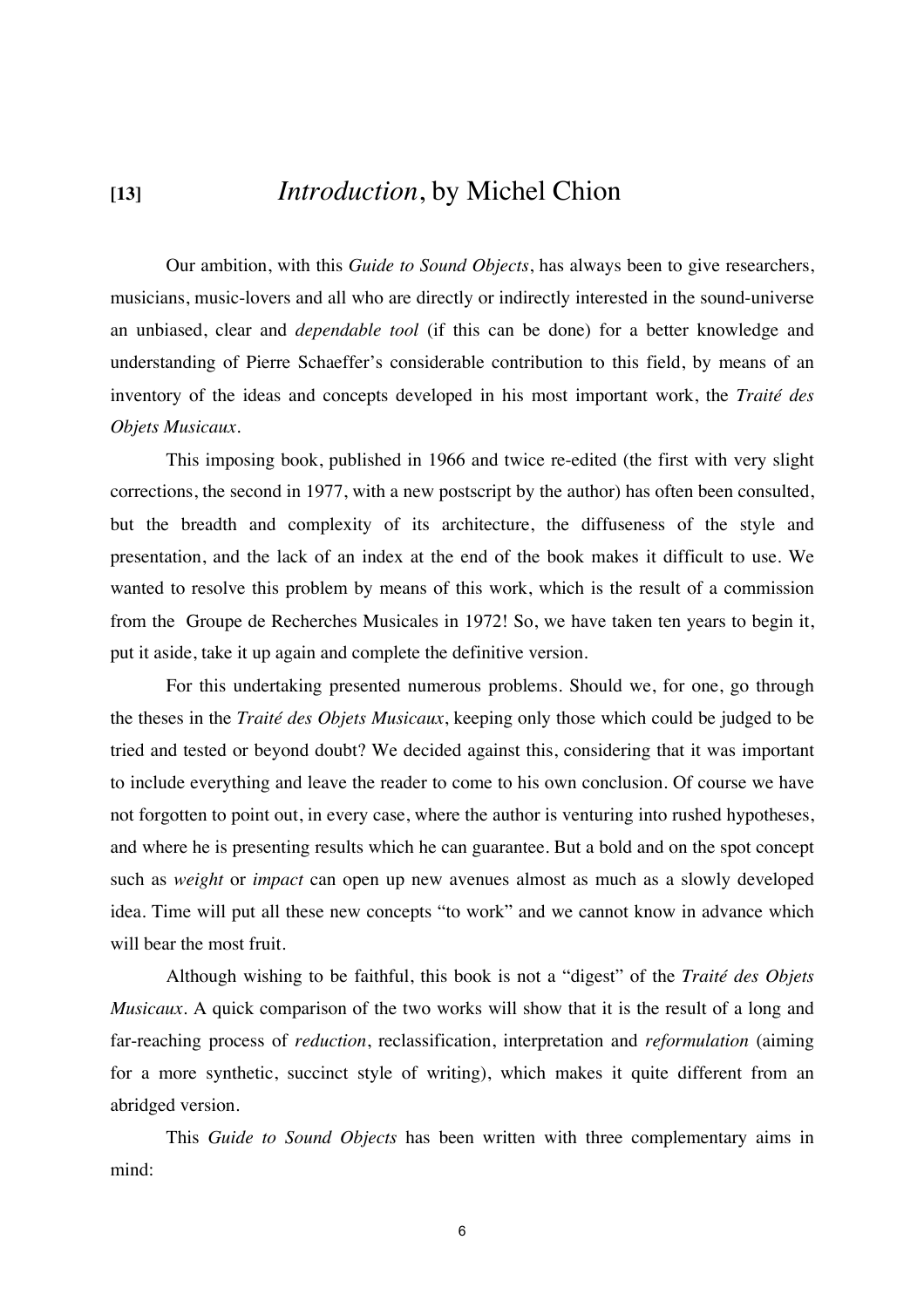# [13] *Introduction*, by Michel Chion

Our ambition, with this *Guide to Sound Objects*, has always been to give researchers, musicians, music-lovers and all who are directly or indirectly interested in the sound-universe an unbiased, clear and *dependable tool* (if this can be done) for a better knowledge and understanding of Pierre Schaeffer's considerable contribution to this field, by means of an inventory of the ideas and concepts developed in his most important work, the *Traité des Objets Musicaux*.

This imposing book, published in 1966 and twice re-edited (the first with very slight corrections, the second in 1977, with a new postscript by the author) has often been consulted, but the breadth and complexity of its architecture, the diffuseness of the style and presentation, and the lack of an index at the end of the book makes it difficult to use. We wanted to resolve this problem by means of this work, which is the result of a commission from the Groupe de Recherches Musicales in 1972! So, we have taken ten years to begin it, put it aside, take it up again and complete the definitive version.

For this undertaking presented numerous problems. Should we, for one, go through the theses in the *Traité des Objets Musicaux*, keeping only those which could be judged to be tried and tested or beyond doubt? We decided against this, considering that it was important to include everything and leave the reader to come to his own conclusion. Of course we have not forgotten to point out, in every case, where the author is venturing into rushed hypotheses, and where he is presenting results which he can guarantee. But a bold and on the spot concept such as *weight* or *impact* can open up new avenues almost as much as a slowly developed idea. Time will put all these new concepts "to work" and we cannot know in advance which will bear the most fruit.

Although wishing to be faithful, this book is not a "digest" of the *Traité des Objets Musicaux*. A quick comparison of the two works will show that it is the result of a long and far-reaching process of *reduction*, reclassification, interpretation and *reformulation* (aiming for a more synthetic, succinct style of writing), which makes it quite different from an abridged version.

This *Guide to Sound Objects* has been written with three complementary aims in mind: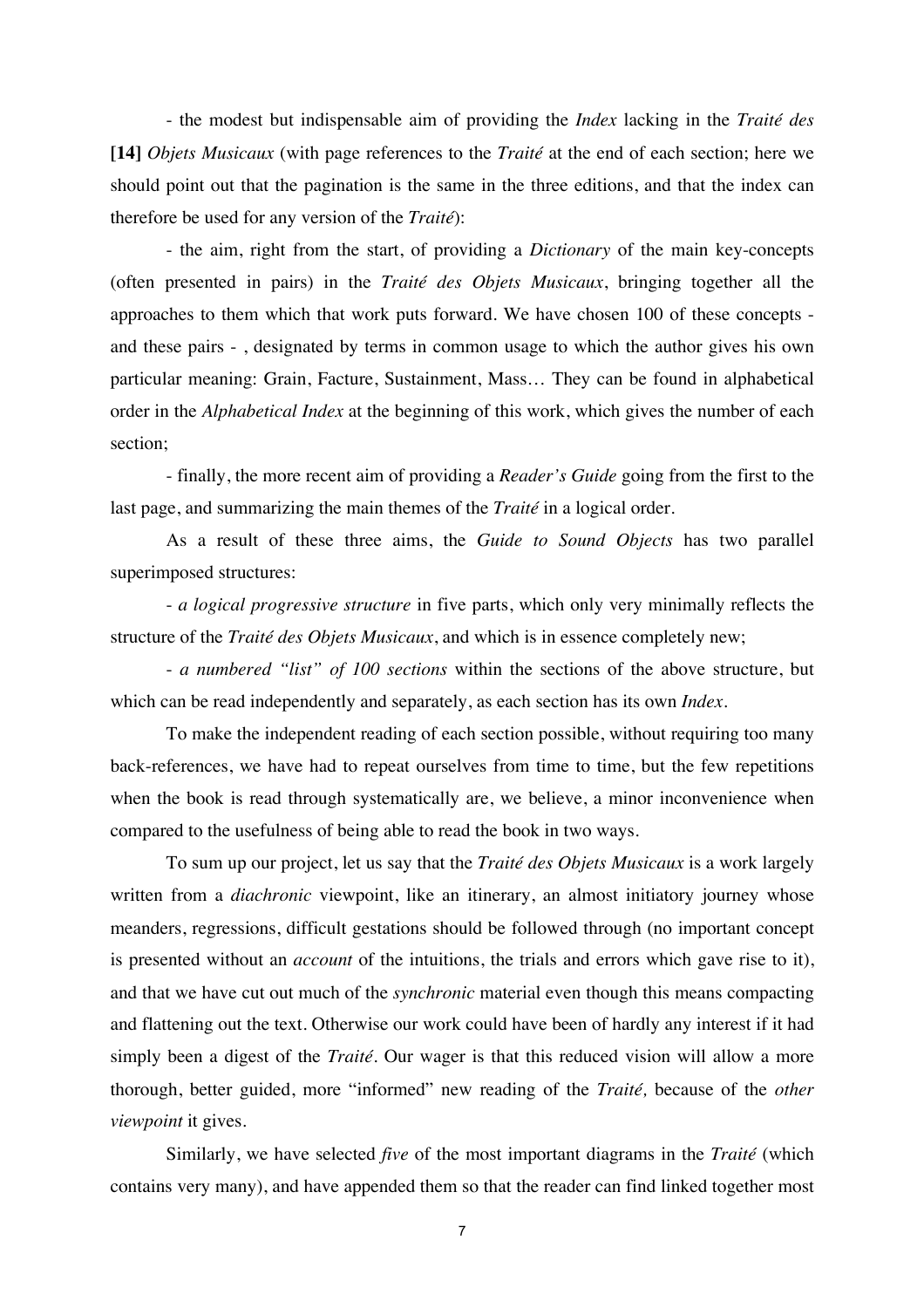- the modest but indispensable aim of providing the *Index* lacking in the *Traité des* **[14]** *Objets Musicaux* (with page references to the *Traité* at the end of each section; here we should point out that the pagination is the same in the three editions, and that the index can therefore be used for any version of the *Traité*):

- the aim, right from the start, of providing a *Dictionary* of the main key-concepts (often presented in pairs) in the *Traité des Objets Musicaux*, bringing together all the approaches to them which that work puts forward. We have chosen 100 of these concepts - and these pairs - , designated by terms in common usage to which the author gives his own particular meaning: Grain, Facture, Sustainment, Mass… They can be found in alphabetical order in the *Alphabetical Index* at the beginning of this work, which gives the number of each section;

- finally, the more recent aim of providing a *Reader's Guide* going from the first to the last page, and summarizing the main themes of the *Traité* in a logical order.

As a result of these three aims, the *Guide to Sound Objects* has two parallel superimposed structures:

- *a logical progressive structure* in five parts, which only very minimally reflects the structure of the *Traité des Objets Musicaux*, and which is in essence completely new;

- *a numbered "list" of 100 sections* within the sections of the above structure, but which can be read independently and separately, as each section has its own *Index*.

To make the independent reading of each section possible, without requiring too many back-references, we have had to repeat ourselves from time to time, but the few repetitions when the book is read through systematically are, we believe, a minor inconvenience when compared to the usefulness of being able to read the book in two ways.

To sum up our project, let us say that the *Traité des Objets Musicaux* is a work largely written from a *diachronic* viewpoint, like an itinerary, an almost initiatory journey whose meanders, regressions, difficult gestations should be followed through (no important concept is presented without an *account* of the intuitions, the trials and errors which gave rise to it), and that we have cut out much of the *synchronic* material even though this means compacting and flattening out the text. Otherwise our work could have been of hardly any interest if it had simply been a digest of the *Traité*. Our wager is that this reduced vision will allow a more thorough, better guided, more "informed" new reading of the *Traité,* because of the *other viewpoint* it gives.

Similarly, we have selected *five* of the most important diagrams in the *Traité* (which contains very many), and have appended them so that the reader can find linked together most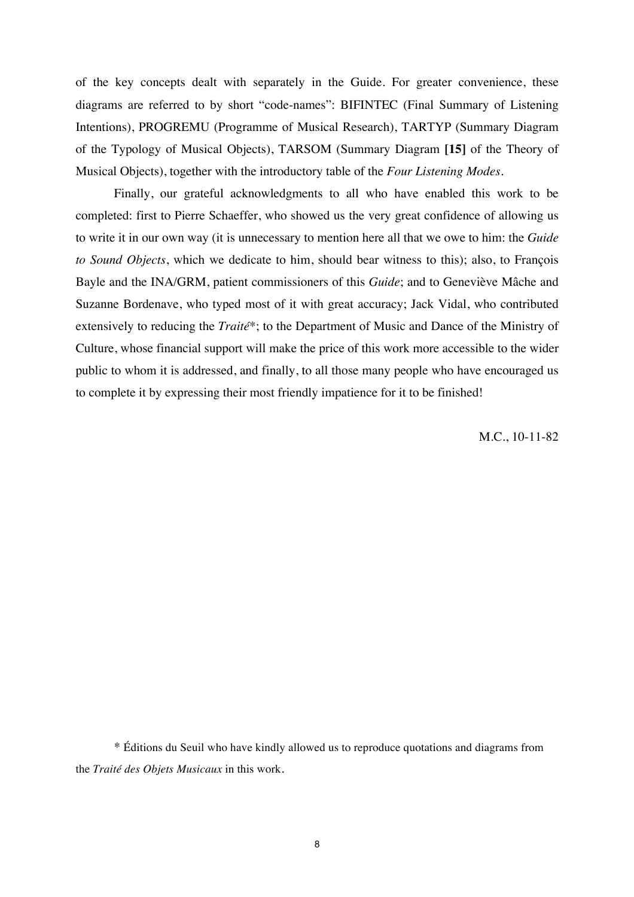of the key concepts dealt with separately in the Guide. For greater convenience, these diagrams are referred to by short "code-names": BIFINTEC (Final Summary of Listening Intentions), PROGREMU (Programme of Musical Research), TARTYP (Summary Diagram of the Typology of Musical Objects), TARSOM (Summary Diagram **[15]** of the Theory of Musical Objects), together with the introductory table of the *Four Listening Modes*.

Finally, our grateful acknowledgments to all who have enabled this work to be completed: first to Pierre Schaeffer, who showed us the very great confidence of allowing us to write it in our own way (it is unnecessary to mention here all that we owe to him: the *Guide to Sound Objects*, which we dedicate to him, should bear witness to this); also, to François Bayle and the INA/GRM, patient commissioners of this *Guide*; and to Geneviève Mâche and Suzanne Bordenave, who typed most of it with great accuracy; Jack Vidal, who contributed extensively to reducing the *Traité**; to the Department of Music and Dance of the Ministry of Culture, whose financial support will make the price of this work more accessible to the wider public to whom it is addressed, and finally, to all those many people who have encouraged us to complete it by expressing their most friendly impatience for it to be finished!

M.C., 10-11-82

* Éditions du Seuil who have kindly allowed us to reproduce quotations and diagrams from the *Traité des Objets Musicaux* in this work.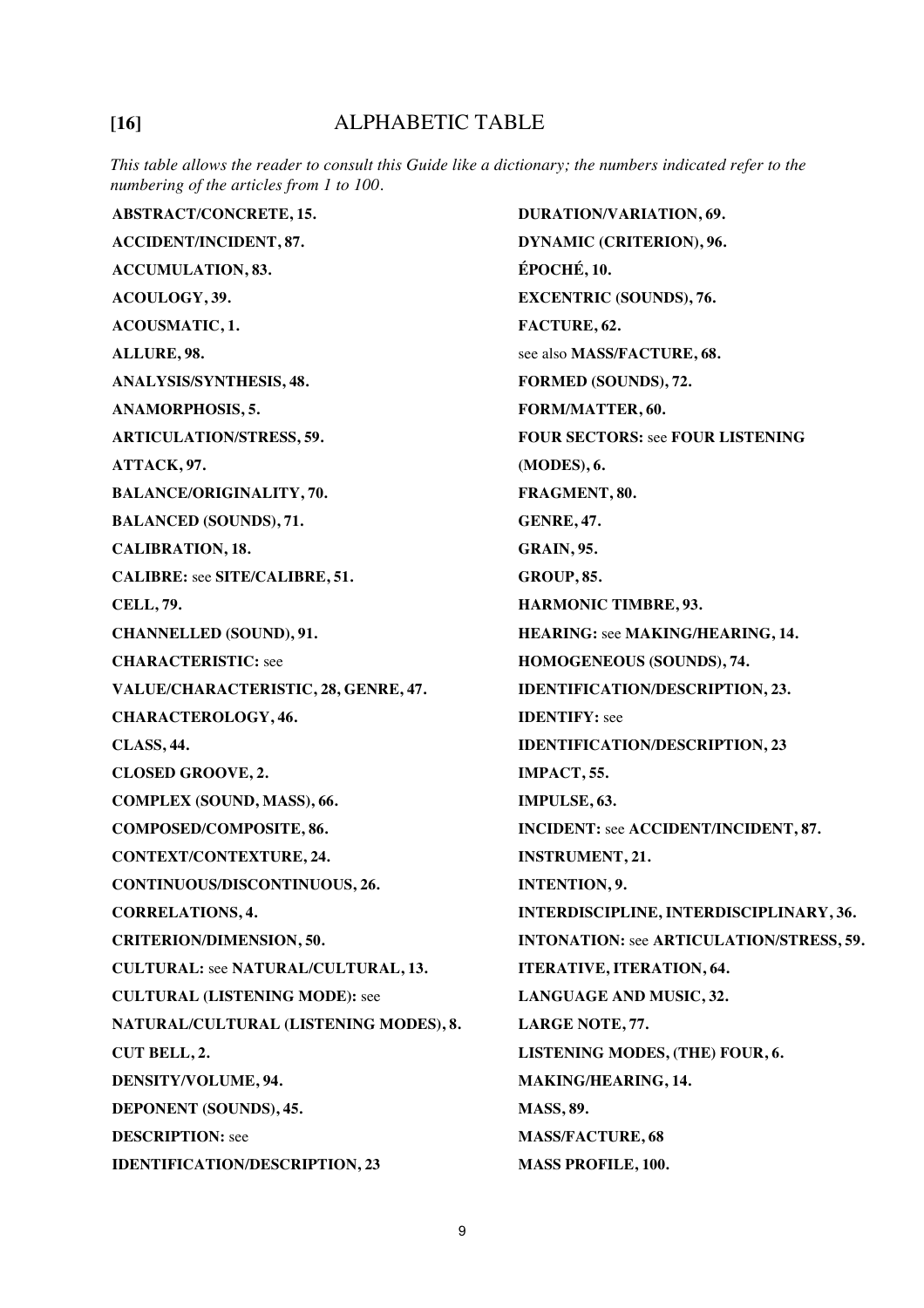## [16] ALPHABETIC TABLE

*This table allows the reader to consult this Guide like a dictionary; the numbers indicated refer to the numbering of the articles from 1 to 100.*

**ABSTRACT/CONCRETE, 15.**

**ACCIDENT/INCIDENT, 87.**

**ACCUMULATION, 83.**

**ACOULOGY, 39.**

**ACOUSMATIC, 1.**

**ALLURE, 98.**

**ANALYSIS/SYNTHESIS, 48.**

**ANAMORPHOSIS, 5.**

**ARTICULATION/STRESS, 59.**

**ATTACK, 97.**

**BALANCE/ORIGINALITY, 70.**

**BALANCED (SOUNDS), 71.**

**CALIBRATION, 18.**

**CALIBRE:** see **SITE/CALIBRE, 51.**

**CELL, 79.**

**CHANNELLED (SOUND), 91.**

**CHARACTERISTIC:** see **VALUE/CHARACTERISTIC, 28, GENRE, 47.**

**CHARACTEROLOGY, 46.**

**CLASS, 44.**

**CLOSED GROOVE, 2.**

**COMPLEX (SOUND, MASS), 66.**

**COMPOSED/COMPOSITE, 86.**

**CONTEXT/CONTEXTURE, 24.**

**CONTINUOUS/DISCONTINUOUS, 26.**

**CORRELATIONS, 4.**

**CRITERION/DIMENSION, 50.**

**CULTURAL:** see **NATURAL/CULTURAL, 13.**

**CULTURAL (LISTENING MODE):** see **NATURAL/CULTURAL (LISTENING MODES), 8.**

**CUT BELL, 2.**

**DENSITY/VOLUME, 94.**

**DEPONENT (SOUNDS), 45.**

**DESCRIPTION:** see **IDENTIFICATION/DESCRIPTION, 23**

**DURATION/VARIATION, 69.**

**DYNAMIC (CRITERION), 96.**

**ÉPOCHÉ, 10.**

**EXCENTRIC (SOUNDS), 76.**

**FACTURE, 62.**

see also **MASS/FACTURE, 68.**

**FORMED (SOUNDS), 72.**

**FORM/MATTER, 60.**

**FOUR SECTORS:** see **FOUR LISTENING (MODES), 6.**

**FRAGMENT, 80.**

**GENRE, 47.**

**GRAIN, 95.**

**GROUP, 85.**

**HARMONIC TIMBRE, 93.**

**HEARING:** see **MAKING/HEARING, 14.**

**HOMOGENEOUS (SOUNDS), 74.**

**IDENTIFICATION/DESCRIPTION, 23.**

**IDENTIFY:** see **IDENTIFICATION/DESCRIPTION, 23**

**IMPACT, 55.**

**IMPULSE, 63.**

**INCIDENT:** see **ACCIDENT/INCIDENT, 87.**

**INSTRUMENT, 21.**

**INTENTION, 9.**

**INTERDISCIPLINE, INTERDISCIPLINARY, 36.**

**INTONATION:** see **ARTICULATION/STRESS, 59.**

**ITERATIVE, ITERATION, 64.**

**LANGUAGE AND MUSIC, 32.**

**LARGE NOTE, 77.**

**LISTENING MODES, (THE) FOUR, 6.**

**MAKING/HEARING, 14.**

**MASS, 89.**

**MASS/FACTURE, 68**

**MASS PROFILE, 100.**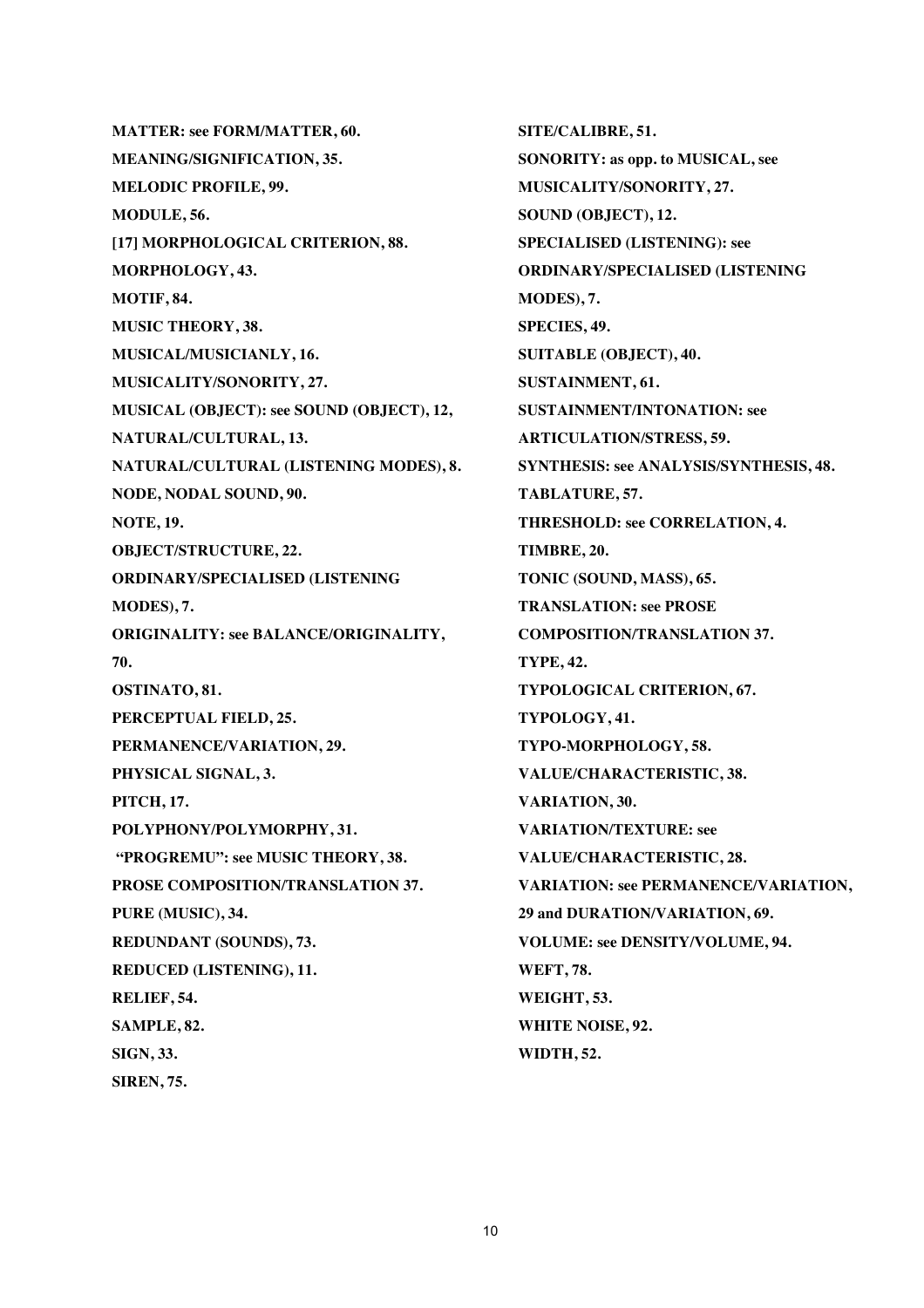**MATTER: see FORM/MATTER, 60.**

**MEANING/SIGNIFICATION, 35.**

**MELODIC PROFILE, 99.**

**MODULE, 56.**

**[17] MORPHOLOGICAL CRITERION, 88.**

**MORPHOLOGY, 43.**

**MOTIF, 84.**

**MUSIC THEORY, 38.**

**MUSICAL/MUSICIANLY, 16.**

**MUSICALITY/SONORITY, 27.**

**MUSICAL (OBJECT): see SOUND (OBJECT), 12,**

**NATURAL/CULTURAL, 13.**

**NATURAL/CULTURAL (LISTENING MODES), 8.**

**NODE, NODAL SOUND, 90.**

**NOTE, 19.**

**OBJECT/STRUCTURE, 22.**

**ORDINARY/SPECIALISED (LISTENING MODES), 7.**

**ORIGINALITY: see BALANCE/ORIGINALITY, 70.**

**OSTINATO, 81.**

**PERCEPTUAL FIELD, 25.**

**PERMANENCE/VARIATION, 29.**

**PHYSICAL SIGNAL, 3.**

**PITCH, 17.**

**POLYPHONY/POLYMORPHY, 31.**

**"PROGREMU": see MUSIC THEORY, 38.**

**PROSE COMPOSITION/TRANSLATION 37.**

**PURE (MUSIC), 34.**

**REDUNDANT (SOUNDS), 73.**

**REDUCED (LISTENING), 11.**

**RELIEF, 54.**

**SAMPLE, 82.**

**SIGN, 33.**

**SIREN, 75.**

**SITE/CALIBRE, 51.**

**SONORITY: as opp. to MUSICAL, see MUSICALITY/SONORITY, 27.**

**SOUND (OBJECT), 12.**

**SPECIALISED (LISTENING): see ORDINARY/SPECIALISED (LISTENING MODES), 7.**

**SPECIES, 49.**

**SUITABLE (OBJECT), 40.**

**SUSTAINMENT, 61.**

**SUSTAINMENT/INTONATION: see ARTICULATION/STRESS, 59.**

**SYNTHESIS: see ANALYSIS/SYNTHESIS, 48.**

**TABLATURE, 57.**

**THRESHOLD: see CORRELATION, 4.**

**TIMBRE, 20.**

**TONIC (SOUND, MASS), 65.**

**TRANSLATION: see PROSE COMPOSITION/TRANSLATION 37.**

**TYPE, 42.**

**TYPOLOGICAL CRITERION, 67.**

**TYPOLOGY, 41.**

**TYPO-MORPHOLOGY, 58.**

**VALUE/CHARACTERISTIC, 38.**

**VARIATION, 30.**

**VARIATION/TEXTURE: see VALUE/CHARACTERISTIC, 28.**

**VARIATION: see PERMANENCE/VARIATION, 29 and DURATION/VARIATION, 69.**

**VOLUME: see DENSITY/VOLUME, 94.**

**WEFT, 78.**

**WEIGHT, 53.**

**WHITE NOISE, 92.**

**WIDTH, 52.**